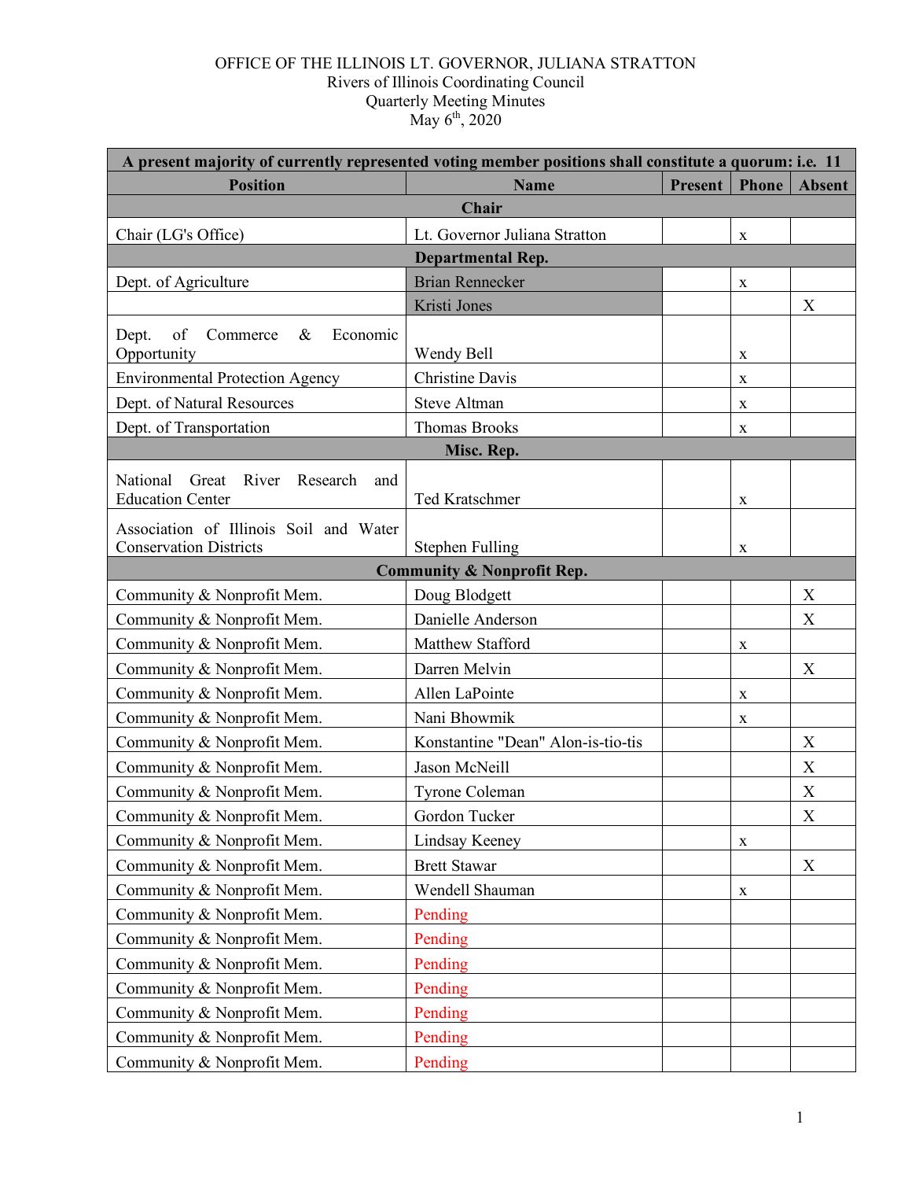OFFICE OF THE ILLINOIS LT. GOVERNOR, JULIANA STRATTON
Rivers of Illinois Coordinating Council
Quarterly Meeting Minutes
May 6th, 2020

| A present majority of currently represented voting member positions shall constitute a quorum: i.e. 11 | | | | |
|---|---|---|---|---|
| **Position** | **Name** | **Present** | **Phone** | **Absent** |
| **Chair** | | | | |
| Chair (LG's Office) | Lt. Governor Juliana Stratton | | x | |
| **Departmental Rep.** | | | | |
| Dept. of Agriculture | Brian Rennecker | | x | |
| | Kristi Jones | | | X |
| Dept. of Commerce & Economic Opportunity | Wendy Bell | | x | |
| Environmental Protection Agency | Christine Davis | | x | |
| Dept. of Natural Resources | Steve Altman | | x | |
| Dept. of Transportation | Thomas Brooks | | x | |
| **Misc. Rep.** | | | | |
| National Great River Research and Education Center | Ted Kratschmer | | x | |
| Association of Illinois Soil and Water Conservation Districts | Stephen Fulling | | x | |
| **Community & Nonprofit Rep.** | | | | |
| Community & Nonprofit Mem. | Doug Blodgett | | | X |
| Community & Nonprofit Mem. | Danielle Anderson | | | X |
| Community & Nonprofit Mem. | Matthew Stafford | | x | |
| Community & Nonprofit Mem. | Darren Melvin | | | X |
| Community & Nonprofit Mem. | Allen LaPointe | | x | |
| Community & Nonprofit Mem. | Nani Bhowmik | | x | |
| Community & Nonprofit Mem. | Konstantine "Dean" Alon-is-tio-tis | | | X |
| Community & Nonprofit Mem. | Jason McNeill | | | X |
| Community & Nonprofit Mem. | Tyrone Coleman | | | X |
| Community & Nonprofit Mem. | Gordon Tucker | | | X |
| Community & Nonprofit Mem. | Lindsay Keeney | | x | |
| Community & Nonprofit Mem. | Brett Stawar | | | X |
| Community & Nonprofit Mem. | Wendell Shauman | | x | |
| Community & Nonprofit Mem. | Pending | | | |
| Community & Nonprofit Mem. | Pending | | | |
| Community & Nonprofit Mem. | Pending | | | |
| Community & Nonprofit Mem. | Pending | | | |
| Community & Nonprofit Mem. | Pending | | | |
| Community & Nonprofit Mem. | Pending | | | |
| Community & Nonprofit Mem. | Pending | | | |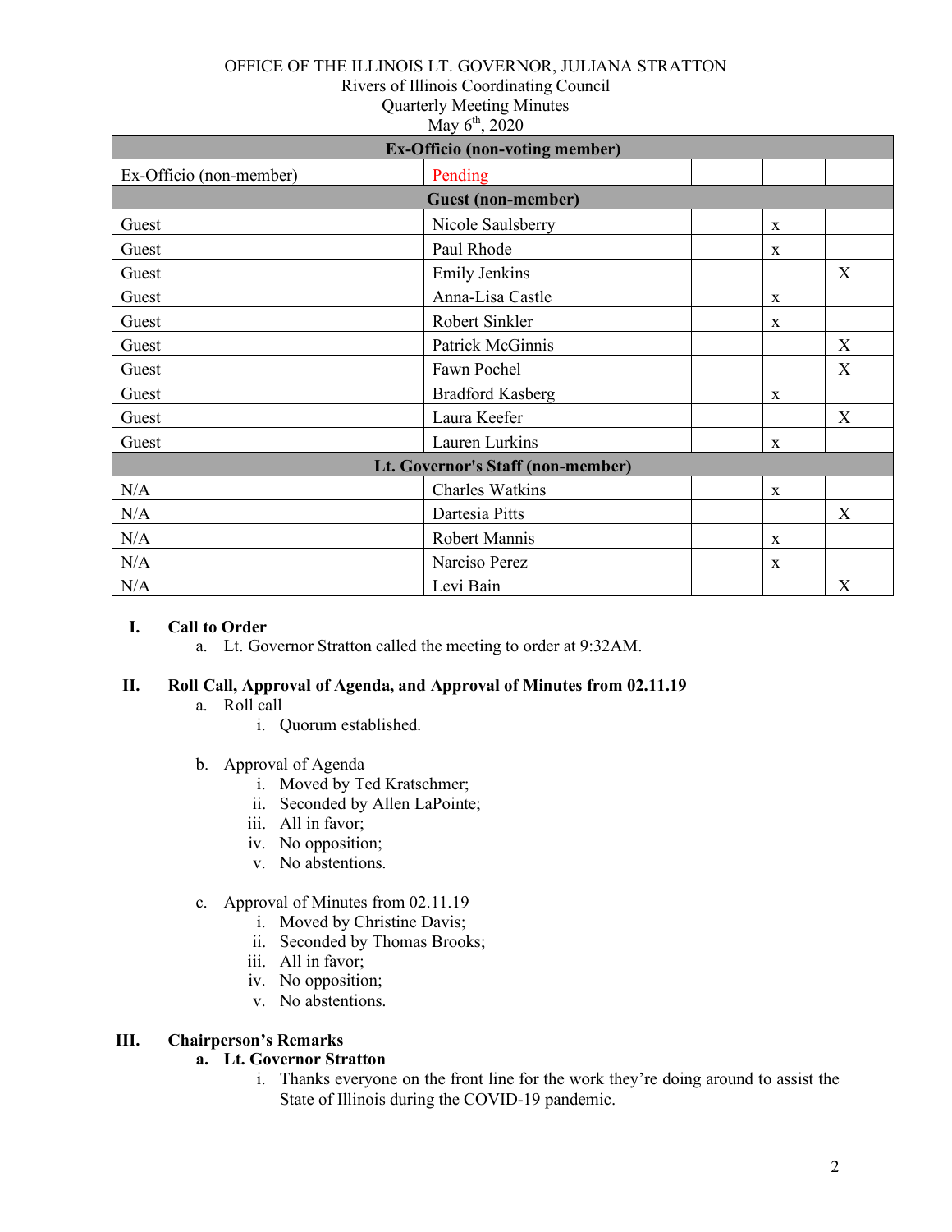OFFICE OF THE ILLINOIS LT. GOVERNOR, JULIANA STRATTON
Rivers of Illinois Coordinating Council
Quarterly Meeting Minutes
May 6th, 2020

| Ex-Officio (non-voting member) | | | | |
|---|---|---|---|---|
| Ex-Officio (non-member) | Pending | | | |
| **Guest (non-member)** | | | | |
| Guest | Nicole Saulsberry | | x | |
| Guest | Paul Rhode | | x | |
| Guest | Emily Jenkins | | | X |
| Guest | Anna-Lisa Castle | | x | |
| Guest | Robert Sinkler | | x | |
| Guest | Patrick McGinnis | | | X |
| Guest | Fawn Pochel | | | X |
| Guest | Bradford Kasberg | | x | |
| Guest | Laura Keefer | | | X |
| Guest | Lauren Lurkins | | x | |
| **Lt. Governor's Staff (non-member)** | | | | |
| N/A | Charles Watkins | | x | |
| N/A | Dartesia Pitts | | | X |
| N/A | Robert Mannis | | x | |
| N/A | Narciso Perez | | x | |
| N/A | Levi Bain | | | X |

## I. Call to Order

a. Lt. Governor Stratton called the meeting to order at 9:32AM.

## II. Roll Call, Approval of Agenda, and Approval of Minutes from 02.11.19

a. Roll call
   i. Quorum established.

b. Approval of Agenda
   i. Moved by Ted Kratschmer;
   ii. Seconded by Allen LaPointe;
   iii. All in favor;
   iv. No opposition;
   v. No abstentions.

c. Approval of Minutes from 02.11.19
   i. Moved by Christine Davis;
   ii. Seconded by Thomas Brooks;
   iii. All in favor;
   iv. No opposition;
   v. No abstentions.

## III. Chairperson's Remarks

**a. Lt. Governor Stratton**
   i. Thanks everyone on the front line for the work they're doing around to assist the State of Illinois during the COVID-19 pandemic.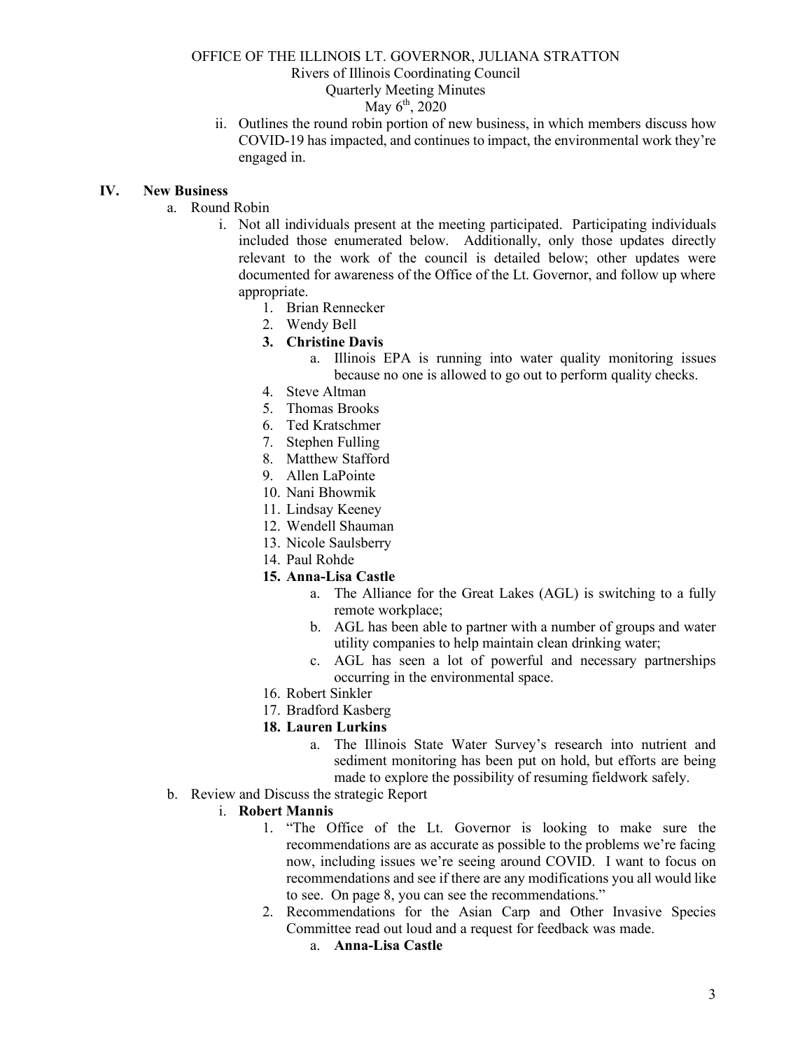ii. Outlines the round robin portion of new business, in which members discuss how COVID-19 has impacted, and continues to impact, the environmental work they're engaged in.

## IV. New Business

a. Round Robin

i. Not all individuals present at the meeting participated. Participating individuals included those enumerated below. Additionally, only those updates directly relevant to the work of the council is detailed below; other updates were documented for awareness of the Office of the Lt. Governor, and follow up where appropriate.

1. Brian Rennecker
2. Wendy Bell
3. **Christine Davis**
    a. Illinois EPA is running into water quality monitoring issues because no one is allowed to go out to perform quality checks.
4. Steve Altman
5. Thomas Brooks
6. Ted Kratschmer
7. Stephen Fulling
8. Matthew Stafford
9. Allen LaPointe
10. Nani Bhowmik
11. Lindsay Keeney
12. Wendell Shauman
13. Nicole Saulsberry
14. Paul Rohde
15. **Anna-Lisa Castle**
    a. The Alliance for the Great Lakes (AGL) is switching to a fully remote workplace;
    b. AGL has been able to partner with a number of groups and water utility companies to help maintain clean drinking water;
    c. AGL has seen a lot of powerful and necessary partnerships occurring in the environmental space.
16. Robert Sinkler
17. Bradford Kasberg
18. **Lauren Lurkins**
    a. The Illinois State Water Survey's research into nutrient and sediment monitoring has been put on hold, but efforts are being made to explore the possibility of resuming fieldwork safely.

b. Review and Discuss the strategic Report

i. **Robert Mannis**

1. "The Office of the Lt. Governor is looking to make sure the recommendations are as accurate as possible to the problems we're facing now, including issues we're seeing around COVID. I want to focus on recommendations and see if there are any modifications you all would like to see. On page 8, you can see the recommendations."
2. Recommendations for the Asian Carp and Other Invasive Species Committee read out loud and a request for feedback was made.
    a. **Anna-Lisa Castle**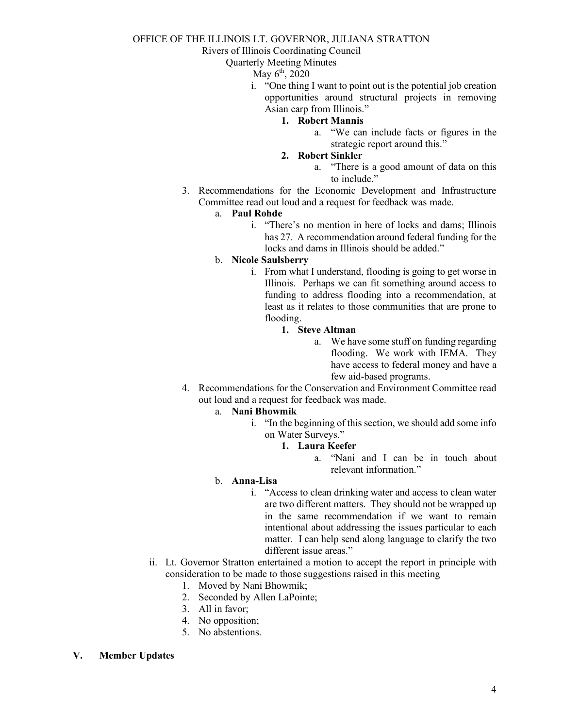OFFICE OF THE ILLINOIS LT. GOVERNOR, JULIANA STRATTON

Rivers of Illinois Coordinating Council

Quarterly Meeting Minutes

May 6th, 2020

- i. "One thing I want to point out is the potential job creation opportunities around structural projects in removing Asian carp from Illinois."
    1. **Robert Mannis**
        - a. "We can include facts or figures in the strategic report around this."
    2. **Robert Sinkler**
        - a. "There is a good amount of data on this to include."

3. Recommendations for the Economic Development and Infrastructure Committee read out loud and a request for feedback was made.
    - a. **Paul Rohde**
        - i. "There's no mention in here of locks and dams; Illinois has 27. A recommendation around federal funding for the locks and dams in Illinois should be added."
    - b. **Nicole Saulsberry**
        - i. From what I understand, flooding is going to get worse in Illinois. Perhaps we can fit something around access to funding to address flooding into a recommendation, at least as it relates to those communities that are prone to flooding.
            1. **Steve Altman**
                - a. We have some stuff on funding regarding flooding. We work with IEMA. They have access to federal money and have a few aid-based programs.
4. Recommendations for the Conservation and Environment Committee read out loud and a request for feedback was made.
    - a. **Nani Bhowmik**
        - i. "In the beginning of this section, we should add some info on Water Surveys."
            1. **Laura Keefer**
                - a. "Nani and I can be in touch about relevant information."
    - b. **Anna-Lisa**
        - i. "Access to clean drinking water and access to clean water are two different matters. They should not be wrapped up in the same recommendation if we want to remain intentional about addressing the issues particular to each matter. I can help send along language to clarify the two different issue areas."

- ii. Lt. Governor Stratton entertained a motion to accept the report in principle with consideration to be made to those suggestions raised in this meeting
    1. Moved by Nani Bhowmik;
    2. Seconded by Allen LaPointe;
    3. All in favor;
    4. No opposition;
    5. No abstentions.

## V. Member Updates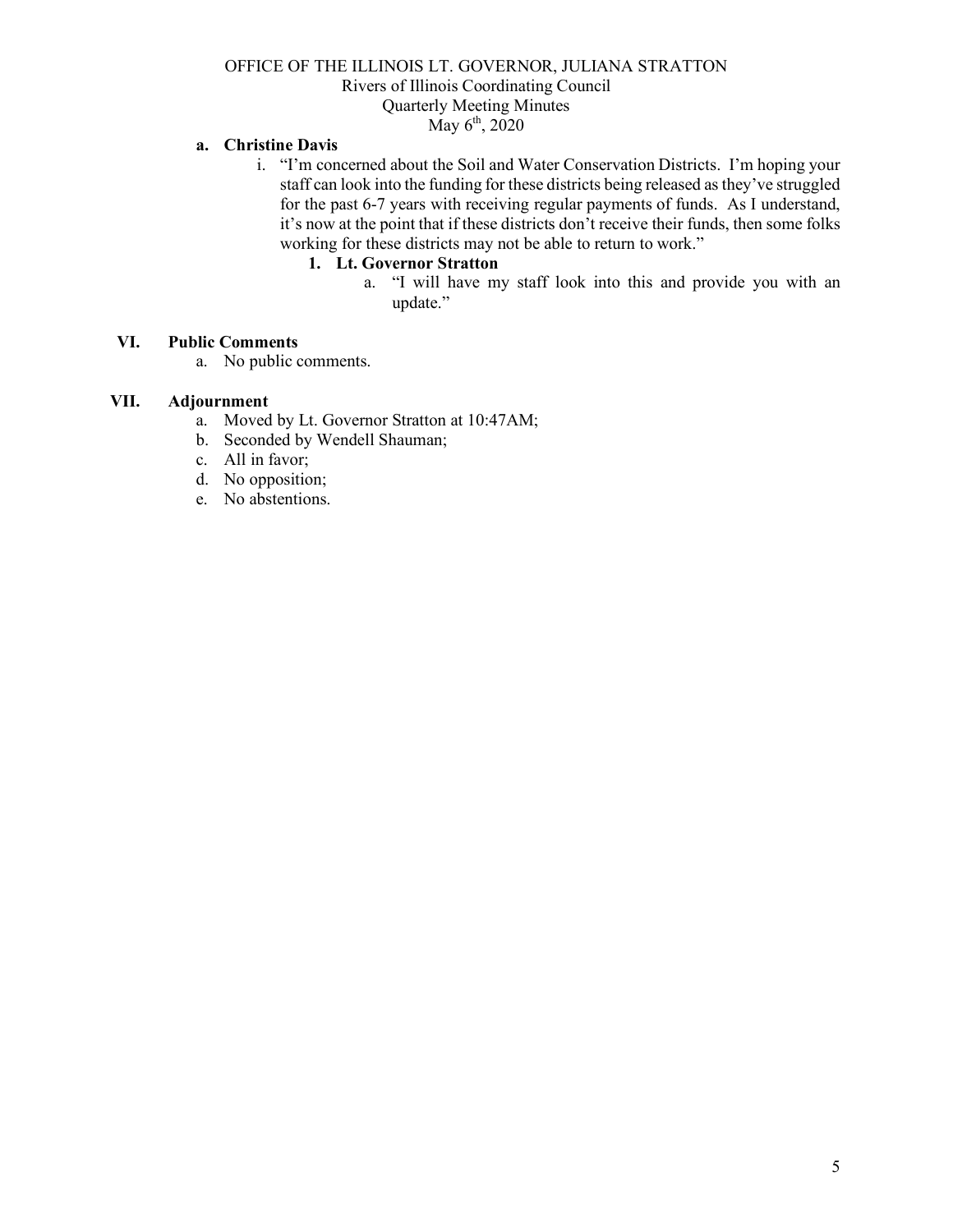**a. Christine Davis**

i. "I'm concerned about the Soil and Water Conservation Districts. I'm hoping your staff can look into the funding for these districts being released as they've struggled for the past 6-7 years with receiving regular payments of funds. As I understand, it's now at the point that if these districts don't receive their funds, then some folks working for these districts may not be able to return to work."

1. **Lt. Governor Stratton**

   a. "I will have my staff look into this and provide you with an update."

## VI. Public Comments

a. No public comments.

## VII. Adjournment

a. Moved by Lt. Governor Stratton at 10:47AM;
b. Seconded by Wendell Shauman;
c. All in favor;
d. No opposition;
e. No abstentions.